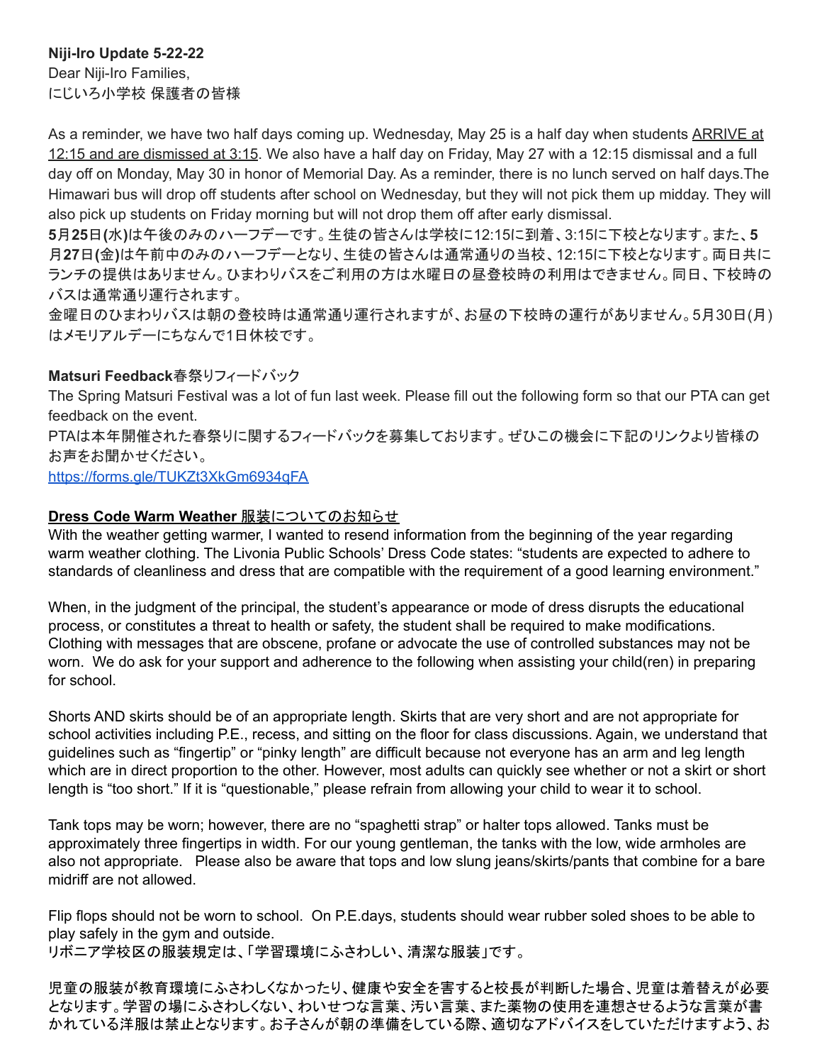**Niji-Iro Update 5-22-22**
Dear Niji-Iro Families,
にじいろ小学校 保護者の皆様

As a reminder, we have two half days coming up. Wednesday, May 25 is a half day when students <u>ARRIVE at 12:15 and are dismissed at 3:15</u>. We also have a half day on Friday, May 27 with a 12:15 dismissal and a full day off on Monday, May 30 in honor of Memorial Day. As a reminder, there is no lunch served on half days.The Himawari bus will drop off students after school on Wednesday, but they will not pick them up midday. They will also pick up students on Friday morning but will not drop them off after early dismissal.
**5**月**25**日**(**水**)**は午後のみのハーフデーです。生徒の皆さんは学校に12:15に到着、3:15に下校となります。また、**5**月**27**日**(**金**)**は午前中のみのハーフデーとなり、生徒の皆さんは通常通りの当校、12:15に下校となります。両日共にランチの提供はありません。ひまわりバスをご利用の方は水曜日の昼登校時の利用はできません。同日、下校時のバスは通常通り運行されます。
金曜日のひまわりバスは朝の登校時は通常通り運行されますが、お昼の下校時の運行がありません。5月30日(月)はメモリアルデーにちなんで1日休校です。

**Matsuri Feedback**春祭りフィードバック
The Spring Matsuri Festival was a lot of fun last week. Please fill out the following form so that our PTA can get feedback on the event.
PTAは本年開催された春祭りに関するフィードバックを募集しております。ぜひこの機会に下記のリンクより皆様のお声をお聞かせください。
https://forms.gle/TUKZt3XkGm6934qFA

**<u>Dress Code Warm Weather</u>** <u>服装についてのお知らせ</u>
With the weather getting warmer, I wanted to resend information from the beginning of the year regarding warm weather clothing. The Livonia Public Schools' Dress Code states: "students are expected to adhere to standards of cleanliness and dress that are compatible with the requirement of a good learning environment."

When, in the judgment of the principal, the student's appearance or mode of dress disrupts the educational process, or constitutes a threat to health or safety, the student shall be required to make modifications. Clothing with messages that are obscene, profane or advocate the use of controlled substances may not be worn. We do ask for your support and adherence to the following when assisting your child(ren) in preparing for school.

Shorts AND skirts should be of an appropriate length. Skirts that are very short and are not appropriate for school activities including P.E., recess, and sitting on the floor for class discussions. Again, we understand that guidelines such as "fingertip" or "pinky length" are difficult because not everyone has an arm and leg length which are in direct proportion to the other. However, most adults can quickly see whether or not a skirt or short length is "too short." If it is "questionable," please refrain from allowing your child to wear it to school.

Tank tops may be worn; however, there are no "spaghetti strap" or halter tops allowed. Tanks must be approximately three fingertips in width. For our young gentleman, the tanks with the low, wide armholes are also not appropriate. Please also be aware that tops and low slung jeans/skirts/pants that combine for a bare midriff are not allowed.

Flip flops should not be worn to school. On P.E.days, students should wear rubber soled shoes to be able to play safely in the gym and outside.
リボニア学校区の服装規定は、「学習環境にふさわしい、清潔な服装」です。

児童の服装が教育環境にふさわしくなかったり、健康や安全を害すると校長が判断した場合、児童は着替えが必要となります。学習の場にふさわしくない、わいせつな言葉、汚い言葉、また薬物の使用を連想させるような言葉が書かれている洋服は禁止となります。お子さんが朝の準備をしている際、適切なアドバイスをしていただけますよう、お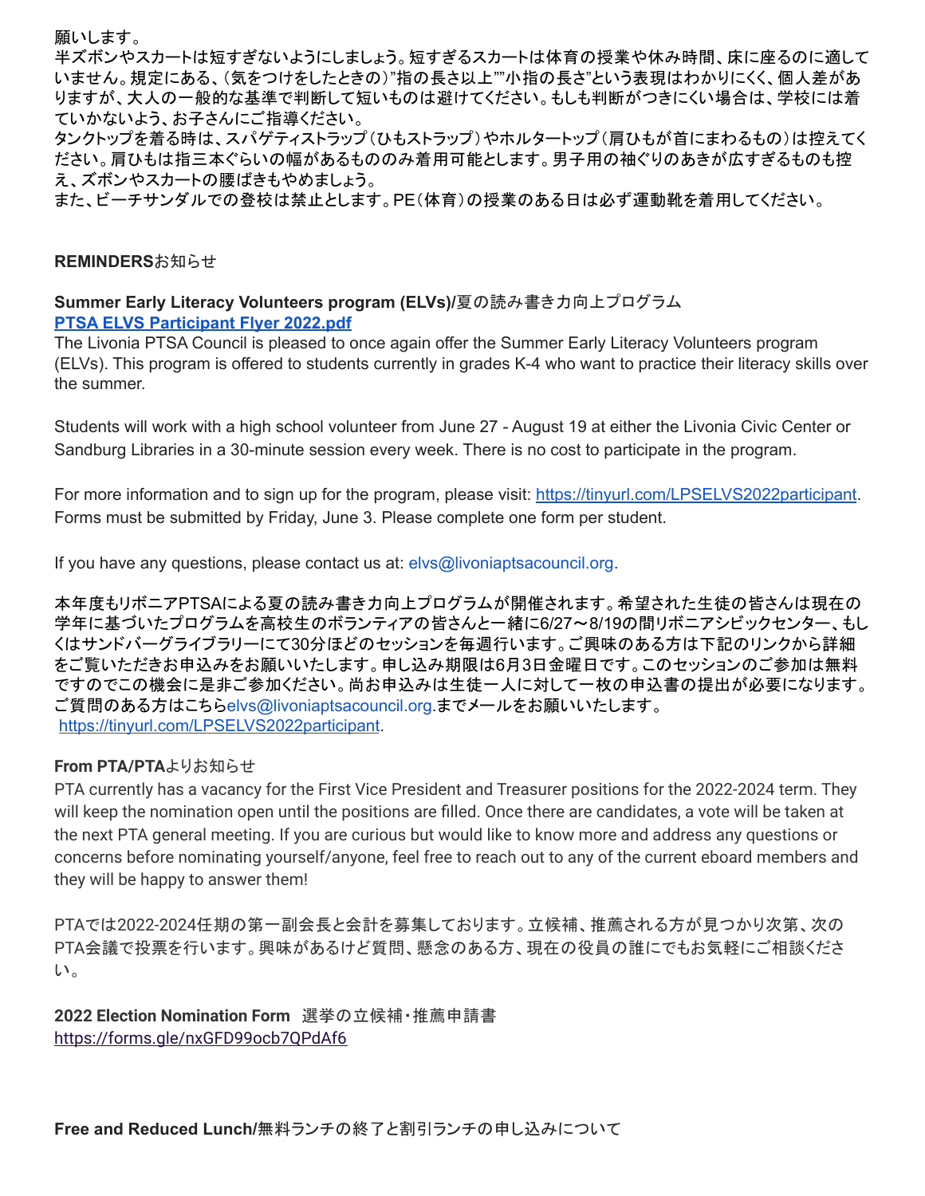願いします。
半ズボンやスカートは短すぎないようにしましょう。短すぎるスカートは体育の授業や休み時間、床に座るのに適していません。規定にある、(気をつけをしたときの)"指の長さ以上""小指の長さ"という表現はわかりにくく、個人差がありますが、大人の一般的な基準で判断して短いものは避けてください。もしも判断がつきにくい場合は、学校には着ていかないよう、お子さんにご指導ください。
タンクトップを着る時は、スパゲティストラップ(ひもストラップ)やホルタートップ(肩ひもが首にまわるもの)は控えてください。肩ひもは指三本ぐらいの幅があるもののみ着用可能とします。男子用の袖ぐりのあきが広すぎるものも控え、ズボンやスカートの腰ばきもやめましょう。
また、ビーチサンダルでの登校は禁止とします。PE(体育)の授業のある日は必ず運動靴を着用してください。

**REMINDERS**お知らせ

**Summer Early Literacy Volunteers program (ELVs)/**夏の読み書き力向上プログラム
**PTSA ELVS Participant Flyer 2022.pdf**
The Livonia PTSA Council is pleased to once again offer the Summer Early Literacy Volunteers program (ELVs). This program is offered to students currently in grades K-4 who want to practice their literacy skills over the summer.

Students will work with a high school volunteer from June 27 - August 19 at either the Livonia Civic Center or Sandburg Libraries in a 30-minute session every week. There is no cost to participate in the program.

For more information and to sign up for the program, please visit: https://tinyurl.com/LPSELVS2022participant. Forms must be submitted by Friday, June 3. Please complete one form per student.

If you have any questions, please contact us at: elvs@livoniaptsacouncil.org.

本年度もリボニアPTSAによる夏の読み書き力向上プログラムが開催されます。希望された生徒の皆さんは現在の学年に基づいたプログラムを高校生のボランティアの皆さんと一緒に6/27〜8/19の間リボニアシビックセンター、もしくはサンドバーグライブラリーにて30分ほどのセッションを毎週行います。ご興味のある方は下記のリンクから詳細をご覧いただきお申込みをお願いいたします。申し込み期限は6月3日金曜日です。このセッションのご参加は無料ですのでこの機会に是非ご参加ください。尚お申込みは生徒一人に対して一枚の申込書の提出が必要になります。ご質問のある方はこちらelvs@livoniaptsacouncil.org.までメールをお願いいたします。
https://tinyurl.com/LPSELVS2022participant.

**From PTA/PTA**よりお知らせ
PTA currently has a vacancy for the First Vice President and Treasurer positions for the 2022-2024 term. They will keep the nomination open until the positions are filled. Once there are candidates, a vote will be taken at the next PTA general meeting. If you are curious but would like to know more and address any questions or concerns before nominating yourself/anyone, feel free to reach out to any of the current eboard members and they will be happy to answer them!

PTAでは2022-2024任期の第一副会長と会計を募集しております。立候補、推薦される方が見つかり次第、次のPTA会議で投票を行います。興味があるけど質問、懸念のある方、現在の役員の誰にでもお気軽にご相談ください。

**2022 Election Nomination Form** 選挙の立候補・推薦申請書
https://forms.gle/nxGFD99ocb7QPdAf6

**Free and Reduced Lunch/**無料ランチの終了と割引ランチの申し込みについて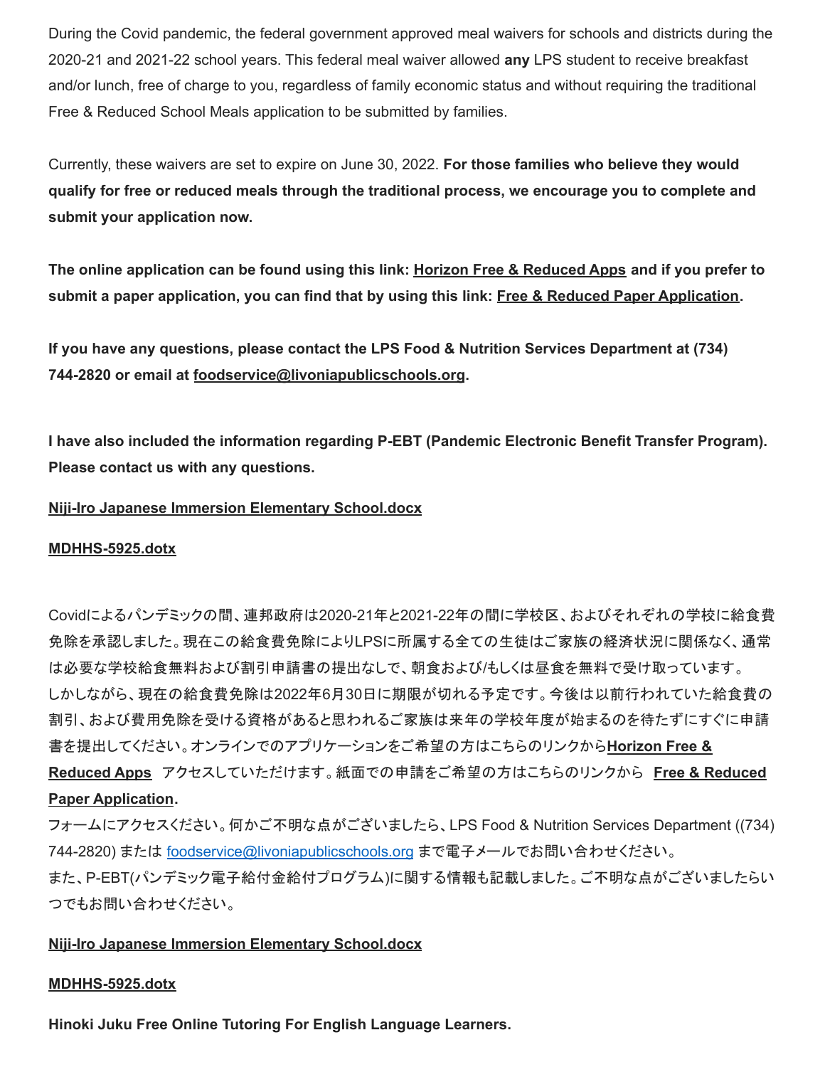During the Covid pandemic, the federal government approved meal waivers for schools and districts during the 2020-21 and 2021-22 school years. This federal meal waiver allowed **any** LPS student to receive breakfast and/or lunch, free of charge to you, regardless of family economic status and without requiring the traditional Free & Reduced School Meals application to be submitted by families.

Currently, these waivers are set to expire on June 30, 2022. **For those families who believe they would qualify for free or reduced meals through the traditional process, we encourage you to complete and submit your application now.**

**The online application can be found using this link: Horizon Free & Reduced Apps and if you prefer to submit a paper application, you can find that by using this link: Free & Reduced Paper Application.**

**If you have any questions, please contact the LPS Food & Nutrition Services Department at (734) 744-2820 or email at foodservice@livoniapublicschools.org.**

**I have also included the information regarding P-EBT (Pandemic Electronic Benefit Transfer Program). Please contact us with any questions.**

**Niji-Iro Japanese Immersion Elementary School.docx**

**MDHHS-5925.dotx**

Covidによるパンデミックの間、連邦政府は2020-21年と2021-22年の間に学校区、およびそれぞれの学校に給食費免除を承認しました。現在この給食費免除によりLPSに所属する全ての生徒はご家族の経済状況に関係なく、通常は必要な学校給食無料および割引申請書の提出なしで、朝食および/もしくは昼食を無料で受け取っています。しかしながら、現在の給食費免除は2022年6月30日に期限が切れる予定です。今後は以前行われていた給食費の割引、および費用免除を受ける資格があると思われるご家族は来年の学校年度が始まるのを待たずにすぐに申請書を提出してください。オンラインでのアプリケーションをご希望の方はこちらのリンクから**Horizon Free & Reduced Apps**　アクセスしていただけます。紙面での申請をご希望の方はこちらのリンクから　**Free & Reduced Paper Application.**
フォームにアクセスください。何かご不明な点がございましたら、LPS Food & Nutrition Services Department ((734) 744-2820) または foodservice@livoniapublicschools.org まで電子メールでお問い合わせください。
また、P-EBT(パンデミック電子給付金給付プログラム)に関する情報も記載しました。ご不明な点がございましたらいつでもお問い合わせください。

**Niji-Iro Japanese Immersion Elementary School.docx**

**MDHHS-5925.dotx**

**Hinoki Juku Free Online Tutoring For English Language Learners.**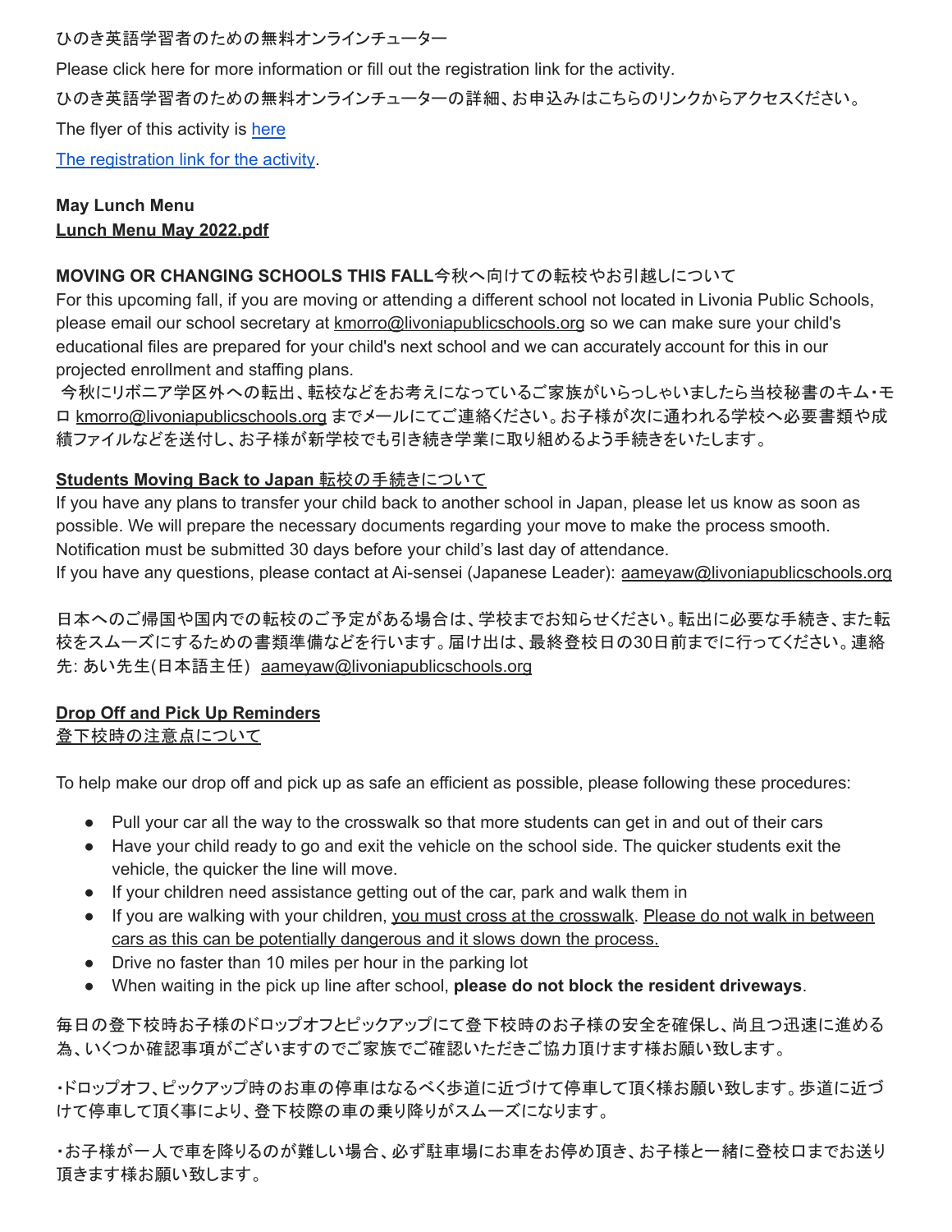ひのき英語学習者のための無料オンラインチューター

Please click here for more information or fill out the registration link for the activity.

ひのき英語学習者のための無料オンラインチューターの詳細、お申込みはこちらのリンクからアクセスください。

The flyer of this activity is here

The registration link for the activity.

**May Lunch Menu**
**Lunch Menu May 2022.pdf**

**MOVING OR CHANGING SCHOOLS THIS FALL**今秋へ向けての転校やお引越しについて
For this upcoming fall, if you are moving or attending a different school not located in Livonia Public Schools, please email our school secretary at kmorro@livoniapublicschools.org so we can make sure your child's educational files are prepared for your child's next school and we can accurately account for this in our projected enrollment and staffing plans.
今秋にリボニア学区外への転出、転校などをお考えになっているご家族がいらっしゃいましたら当校秘書のキム・モロ kmorro@livoniapublicschools.org までメールにてご連絡ください。お子様が次に通われる学校へ必要書類や成績ファイルなどを送付し、お子様が新学校でも引き続き学業に取り組めるよう手続きをいたします。

**Students Moving Back to Japan** 転校の手続きについて
If you have any plans to transfer your child back to another school in Japan, please let us know as soon as possible. We will prepare the necessary documents regarding your move to make the process smooth. Notification must be submitted 30 days before your child's last day of attendance.
If you have any questions, please contact at Ai-sensei (Japanese Leader): aameyaw@livoniapublicschools.org

日本へのご帰国や国内での転校のご予定がある場合は、学校までお知らせください。転出に必要な手続き、また転校をスムーズにするための書類準備などを行います。届け出は、最終登校日の30日前までに行ってください。連絡先: あい先生(日本語主任) aameyaw@livoniapublicschools.org

**Drop Off and Pick Up Reminders**
登下校時の注意点について

To help make our drop off and pick up as safe an efficient as possible, please following these procedures:

- Pull your car all the way to the crosswalk so that more students can get in and out of their cars
- Have your child ready to go and exit the vehicle on the school side. The quicker students exit the vehicle, the quicker the line will move.
- If your children need assistance getting out of the car, park and walk them in
- If you are walking with your children, you must cross at the crosswalk. Please do not walk in between cars as this can be potentially dangerous and it slows down the process.
- Drive no faster than 10 miles per hour in the parking lot
- When waiting in the pick up line after school, **please do not block the resident driveways**.

毎日の登下校時お子様のドロップオフとピックアップにて登下校時のお子様の安全を確保し、尚且つ迅速に進める為、いくつか確認事項がございますのでご家族でご確認いただきご協力頂けます様お願い致します。

・ドロップオフ、ピックアップ時のお車の停車はなるべく歩道に近づけて停車して頂く様お願い致します。歩道に近づけて停車して頂く事により、登下校際の車の乗り降りがスムーズになります。

・お子様が一人で車を降りるのが難しい場合、必ず駐車場にお車をお停め頂き、お子様と一緒に登校口までお送り頂きます様お願い致します。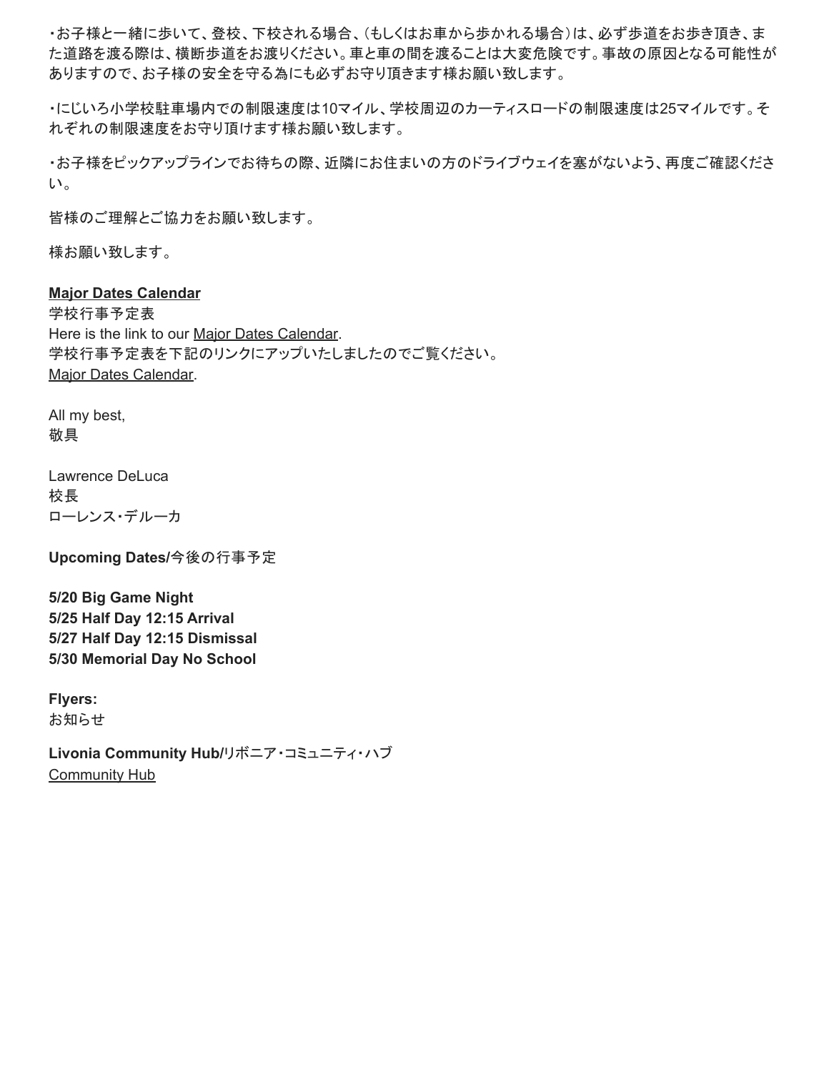・お子様と一緒に歩いて、登校、下校される場合、（もしくはお車から歩かれる場合）は、必ず歩道をお歩き頂き、また道路を渡る際は、横断歩道をお渡りください。車と車の間を渡ることは大変危険です。事故の原因となる可能性がありますので、お子様の安全を守る為にも必ずお守り頂きます様お願い致します。

・にじいろ小学校駐車場内での制限速度は10マイル、学校周辺のカーティスロードの制限速度は25マイルです。それぞれの制限速度をお守り頂けます様お願い致します。

・お子様をピックアップラインでお待ちの際、近隣にお住まいの方のドライブウェイを塞がないよう、再度ご確認ください。

皆様のご理解とご協力をお願い致します。

様お願い致します。

**Major Dates Calendar**
学校行事予定表
Here is the link to our Major Dates Calendar.
学校行事予定表を下記のリンクにアップいたしましたのでご覧ください。
Major Dates Calendar.

All my best,
敬具

Lawrence DeLuca
校長
ローレンス・デルーカ

**Upcoming Dates/**今後の行事予定

**5/20 Big Game Night**
**5/25 Half Day 12:15 Arrival**
**5/27 Half Day 12:15 Dismissal**
**5/30 Memorial Day No School**

**Flyers:**
お知らせ

**Livonia Community Hub/**リボニア・コミュニティ・ハブ
Community Hub